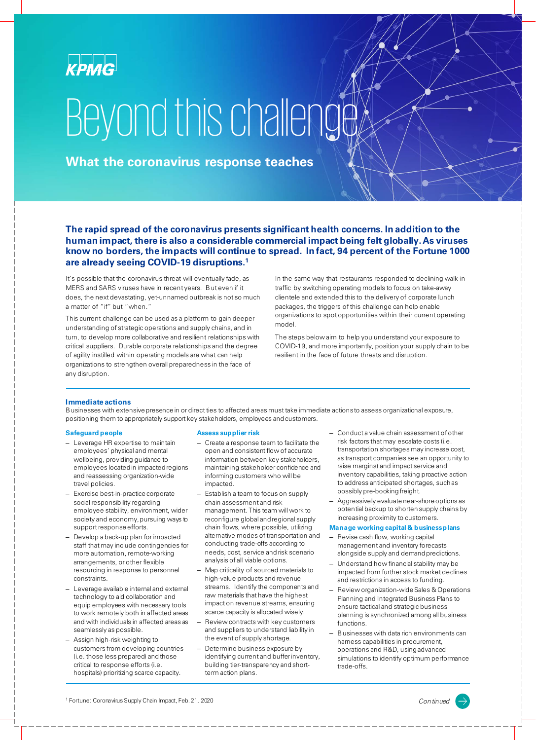KPMG

# Beyond this challenge

## What the coronavirus response teaches

**The rapid spread of the coronavirus presents significant health concerns. In addition to the human impact, there is also a considerable commercial impact being felt globally. As viruses know no borders, the impacts will continue to spread. In fact, 94 percent of the Fortune 1000 are already seeing COVID-19 disruptions.[1]**

It's possible that the coronavirus threat will eventually fade, as MERS and SARS viruses have in recent years. But even if it does, the next devastating, yet-unnamed outbreak is not so much a matter of "if" but "when."

This current challenge can be used as a platform to gain deeper understanding of strategic operations and supply chains, and in turn, to develop more collaborative and resilient relationships with critical suppliers. Durable corporate relationships and the degree of agility instilled within operating models are what can help organizations to strengthen overall preparedness in the face of any disruption.

In the same way that restaurants responded to declining walk-in traffic by switching operating models to focus on take-away clientele and extended this to the delivery of corporate lunch packages, the triggers of this challenge can help enable organizations to spot opportunities within their current operating model.

The steps below aim to help you understand your exposure to COVID-19, and more importantly, position your supply chain to be resilient in the face of future threats and disruption.

### Immediate actions

Businesses with extensive presence in or direct ties to affected areas must take immediate actions to assess organizational exposure, positioning them to appropriately support key stakeholders, employees and customers.

#### Safeguard people

- Leverage HR expertise to maintain employees' physical and mental wellbeing, providing guidance to employees located in impacted regions and reassessing organization-wide travel policies.
- Exercise best-in-practice corporate social responsibility regarding employee stability, environment, wider society and economy, pursuing ways to support response efforts.
- Develop a back-up plan for impacted staff that may include contingencies for more automation, remote-working arrangements, or other flexible resourcing in response to personnel constraints.
- Leverage available internal and external technology to aid collaboration and equip employees with necessary tools to work remotely both in affected areas and with individuals in affected areas as seamlessly as possible.
- Assign high-risk weighting to customers from developing countries (i.e. those less prepared) and those critical to response efforts (i.e. hospitals) prioritizing scarce capacity.

#### Assess supplier risk

- Create a response team to facilitate the open and consistent flow of accurate information between key stakeholders, maintaining stakeholder confidence and informing customers who will be impacted.
- Establish a team to focus on supply chain assessment and risk management. This team will work to reconfigure global and regional supply chain flows, where possible, utilizing alternative modes of transportation and conducting trade-offs according to needs, cost, service and risk scenario analysis of all viable options.
- Map criticality of sourced materials to high-value products and revenue streams. Identify the components and raw materials that have the highest impact on revenue streams, ensuring scarce capacity is allocated wisely.
- Review contracts with key customers and suppliers to understand liability in the event of supply shortage.
- Determine business exposure by identifying current and buffer inventory, building tier-transparency and short-term action plans.
- Conduct a value chain assessment of other risk factors that may escalate costs (i.e. transportation shortages may increase cost, as transport companies see an opportunity to raise margins) and impact service and inventory capabilities, taking proactive action to address anticipated shortages, such as possibly pre-booking freight.
- Aggressively evaluate near-shore options as potential backup to shorten supply chains by increasing proximity to customers.

#### Manage working capital & business plans

- Revise cash flow, working capital management and inventory forecasts alongside supply and demand predictions.
- Understand how financial stability may be impacted from further stock market declines and restrictions in access to funding.
- Review organization-wide Sales & Operations Planning and Integrated Business Plans to ensure tactical and strategic business planning is synchronized among all business functions.
- Businesses with data rich environments can harness capabilities in procurement, operations and R&D, using advanced simulations to identify optimum performance trade-offs.

[1] Fortune: Coronavirus Supply Chain Impact, Feb. 21, 2020

*Continued*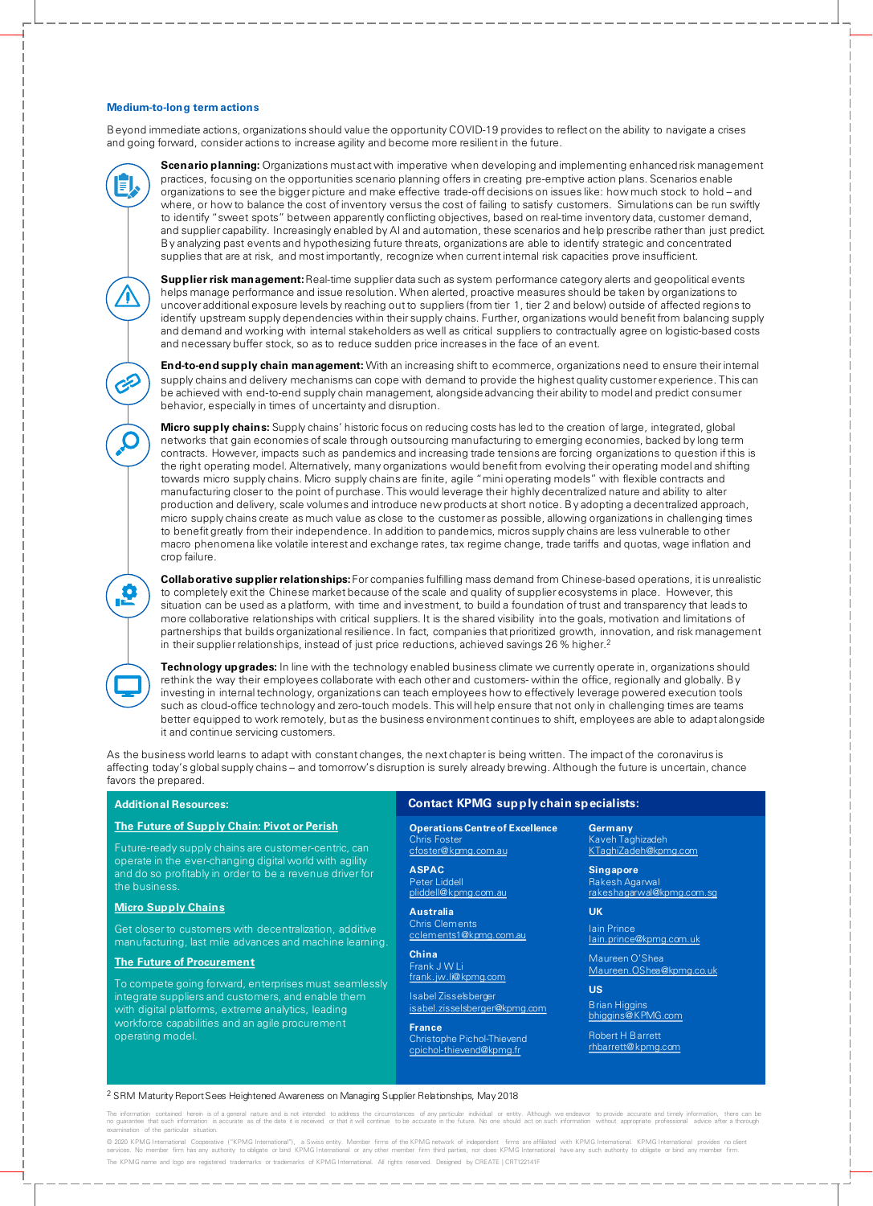## Medium-to-long term actions

Beyond immediate actions, organizations should value the opportunity COVID-19 provides to reflect on the ability to navigate a crises and going forward, consider actions to increase agility and become more resilient in the future.

**Scenario planning:** Organizations must act with imperative when developing and implementing enhanced risk management practices, focusing on the opportunities scenario planning offers in creating pre-emptive action plans. Scenarios enable organizations to see the bigger picture and make effective trade-off decisions on issues like: how much stock to hold – and where, or how to balance the cost of inventory versus the cost of failing to satisfy customers. Simulations can be run swiftly to identify "sweet spots" between apparently conflicting objectives, based on real-time inventory data, customer demand, and supplier capability. Increasingly enabled by AI and automation, these scenarios can help prescribe rather than just predict. By analyzing past events and hypothesizing future threats, organizations are able to identify strategic and concentrated supplies that are at risk, and most importantly, recognize when current internal risk capacities prove insufficient.

**Supplier risk management:** Real-time supplier data such as system performance category alerts and geopolitical events helps manage performance and issue resolution. When alerted, proactive measures should be taken by organizations to uncover additional exposure levels by reaching out to suppliers (from tier 1, tier 2 and below) outside of affected regions to identify upstream supply dependencies within their supply chains. Further, organizations would benefit from balancing supply and demand and working with internal stakeholders as well as critical suppliers to contractually agree on logistic-based costs and necessary buffer stock, so as to reduce sudden price increases in the face of an event.

**End-to-end supply chain management:** With an increasing shift to ecommerce, organizations need to ensure their internal supply chains and delivery mechanisms can cope with demand to provide the highest quality customer experience. This can be achieved with end-to-end supply chain management, alongside advancing their ability to model and predict consumer behavior, especially in times of uncertainty and disruption.

**Micro supply chains:** Supply chains' historic focus on reducing costs has led to the creation of large, integrated, global networks that gain economies of scale through outsourcing manufacturing to emerging economies, backed by long term contracts. However, impacts such as pandemics and increasing trade tensions are forcing organizations to question if this is the right operating model. Alternatively, many organizations would benefit from evolving their operating model and shifting towards micro supply chains. Micro supply chains are finite, agile "mini operating models" with flexible contracts and manufacturing closer to the point of purchase. This would leverage their highly decentralized nature and ability to alter production and delivery, scale volumes and introduce new products at short notice. By adopting a decentralized approach, micro supply chains create as much value as close to the customer as possible, allowing organizations in challenging times to benefit greatly from their independence. In addition to pandemics, micros supply chains are less vulnerable to other macro phenomena like volatile interest and exchange rates, tax regime change, trade tariffs and quotas, wage inflation and crop failure.

**Collaborative supplier relationships:** For companies fulfilling mass demand from Chinese-based operations, it is unrealistic to completely exit the Chinese market because of the scale and quality of supplier ecosystems in place. However, this situation can be used as a platform, with time and investment, to build a foundation of trust and transparency that leads to more collaborative relationships with critical suppliers. It is the shared visibility into the goals, motivation and limitations of partnerships that builds organizational resilience. In fact, companies that prioritized growth, innovation, and risk management in their supplier relationships, instead of just price reductions, achieved savings 26 % higher.[2]

**Technology upgrades:** In line with the technology enabled business climate we currently operate in, organizations should rethink the way their employees collaborate with each other and customers- within the office, regionally and globally. By investing in internal technology, organizations can teach employees how to effectively leverage powered execution tools such as cloud-office technology and zero-touch models. This will help ensure that not only in challenging times are teams better equipped to work remotely, but as the business environment continues to shift, employees are able to adapt alongside it and continue servicing customers.

As the business world learns to adapt with constant changes, the next chapter is being written. The impact of the coronavirus is affecting today's global supply chains – and tomorrow's disruption is surely already brewing. Although the future is uncertain, chance favors the prepared.

### Additional Resources:

**The Future of Supply Chain: Pivot or Perish**

Future-ready supply chains are customer-centric, can operate in the ever-changing digital world with agility and do so profitably in order to be a revenue driver for the business.

**Micro Supply Chains**

Get closer to customers with decentralization, additive manufacturing, last mile advances and machine learning.

**The Future of Procurement**

To compete going forward, enterprises must seamlessly integrate suppliers and customers, and enable them with digital platforms, extreme analytics, leading workforce capabilities and an agile procurement operating model.

### Contact KPMG supply chain specialists:

**Operations Centre of Excellence**
Chris Foster
cfoster@kpmg.com.au

**ASPAC**
Peter Liddell
pliddell@kpmg.com.au

**Australia**
Chris Clements
cclements1@kpmg.com.au

**China**
Frank J W Li
frank.jw.li@kpmg.com

Isabel Zisselsberger
isabel.zisselsberger@kpmg.com

**France**
Christophe Pichol-Thievend
cpichol-thievend@kpmg.fr

**Germany**
Kaveh Taghizadeh
KTaghiZadeh@kpmg.com

**Singapore**
Rakesh Agarwal
rakeshagarwal@kpmg.com.sg

**UK**
Iain Prince
Iain.prince@kpmg.com.uk

Maureen O'Shea
Maureen.OShea@kpmg.co.uk

**US**
Brian Higgins
bhiggins@KPMG.com

Robert H Barrett
rhbarrett@kpmg.com

[2] SRM Maturity Report Sees Heightened Awareness on Managing Supplier Relationships, May 2018

The information contained herein is of a general nature and is not intended to address the circumstances of any particular individual or entity. Although we endeavor to provide accurate and timely information, there can be no guarantee that such information is accurate as of the date it is received or that it will continue to be accurate in the future. No one should act on such information without appropriate professional advice after a thorough examination of the particular situation.

© 2020 KPMG International Cooperative ("KPMG International"), a Swiss entity. Member firms of the KPMG network of independent firms are affiliated with KPMG International. KPMG International provides no client services. No member firm has any authority to obligate or bind KPMG International or any other member firm third parties, nor does KPMG International have any such authority to obligate or bind any member firm.

The KPMG name and logo are registered trademarks or trademarks of KPMG International. All rights reserved. Designed by CREATE | CRT122141F